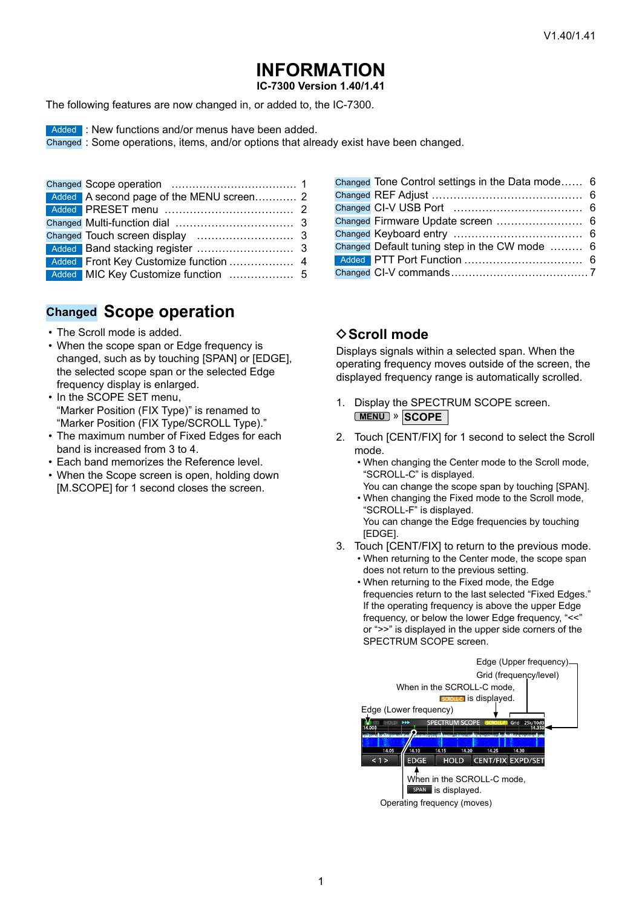# INFORMATION

**IC-7300 Version 1.40/1.41**

The following features are now changed in, or added to, the IC-7300.

Added : New functions and/or menus have been added.
Changed : Some operations, items, and/or options that already exist have been changed.

| | | |
|---|---|---|
| Changed | Scope operation | 1 |
| Added | A second page of the MENU screen | 2 |
| Added | PRESET menu | 2 |
| Changed | Multi-function dial | 3 |
| Changed | Touch screen display | 3 |
| Added | Band stacking register | 3 |
| Added | Front Key Customize function | 4 |
| Added | MIC Key Customize function | 5 |
| Changed | Tone Control settings in the Data mode | 6 |
| Changed | REF Adjust | 6 |
| Changed | CI-V USB Port | 6 |
| Changed | Firmware Update screen | 6 |
| Changed | Keyboard entry | 6 |
| Changed | Default tuning step in the CW mode | 6 |
| Added | PTT Port Function | 6 |
| Changed | CI-V commands | 7 |

## Changed Scope operation

- The Scroll mode is added.
- When the scope span or Edge frequency is changed, such as by touching [SPAN] or [EDGE], the selected scope span or the selected Edge frequency display is enlarged.
- In the SCOPE SET menu, "Marker Position (FIX Type)" is renamed to "Marker Position (FIX Type/SCROLL Type)."
- The maximum number of Fixed Edges for each band is increased from 3 to 4.
- Each band memorizes the Reference level.
- When the Scope screen is open, holding down [M.SCOPE] for 1 second closes the screen.

### ◇Scroll mode

Displays signals within a selected span. When the operating frequency moves outside of the screen, the displayed frequency range is automatically scrolled.

1. Display the SPECTRUM SCOPE screen.
   MENU » SCOPE
2. Touch [CENT/FIX] for 1 second to select the Scroll mode.
   - When changing the Center mode to the Scroll mode, "SCROLL-C" is displayed.
     You can change the scope span by touching [SPAN].
   - When changing the Fixed mode to the Scroll mode, "SCROLL-F" is displayed.
     You can change the Edge frequencies by touching [EDGE].
3. Touch [CENT/FIX] to return to the previous mode.
   - When returning to the Center mode, the scope span does not return to the previous setting.
   - When returning to the Fixed mode, the Edge frequencies return to the last selected "Fixed Edges." If the operating frequency is above the upper Edge frequency, or below the lower Edge frequency, "<<" or ">>" is displayed in the upper side corners of the SPECTRUM SCOPE screen.

Edge (Upper frequency)
Grid (frequency/level)
When in the SCROLL-C mode, SCROLL-C is displayed.
Edge (Lower frequency)
When in the SCROLL-C mode, SPAN is displayed.
Operating frequency (moves)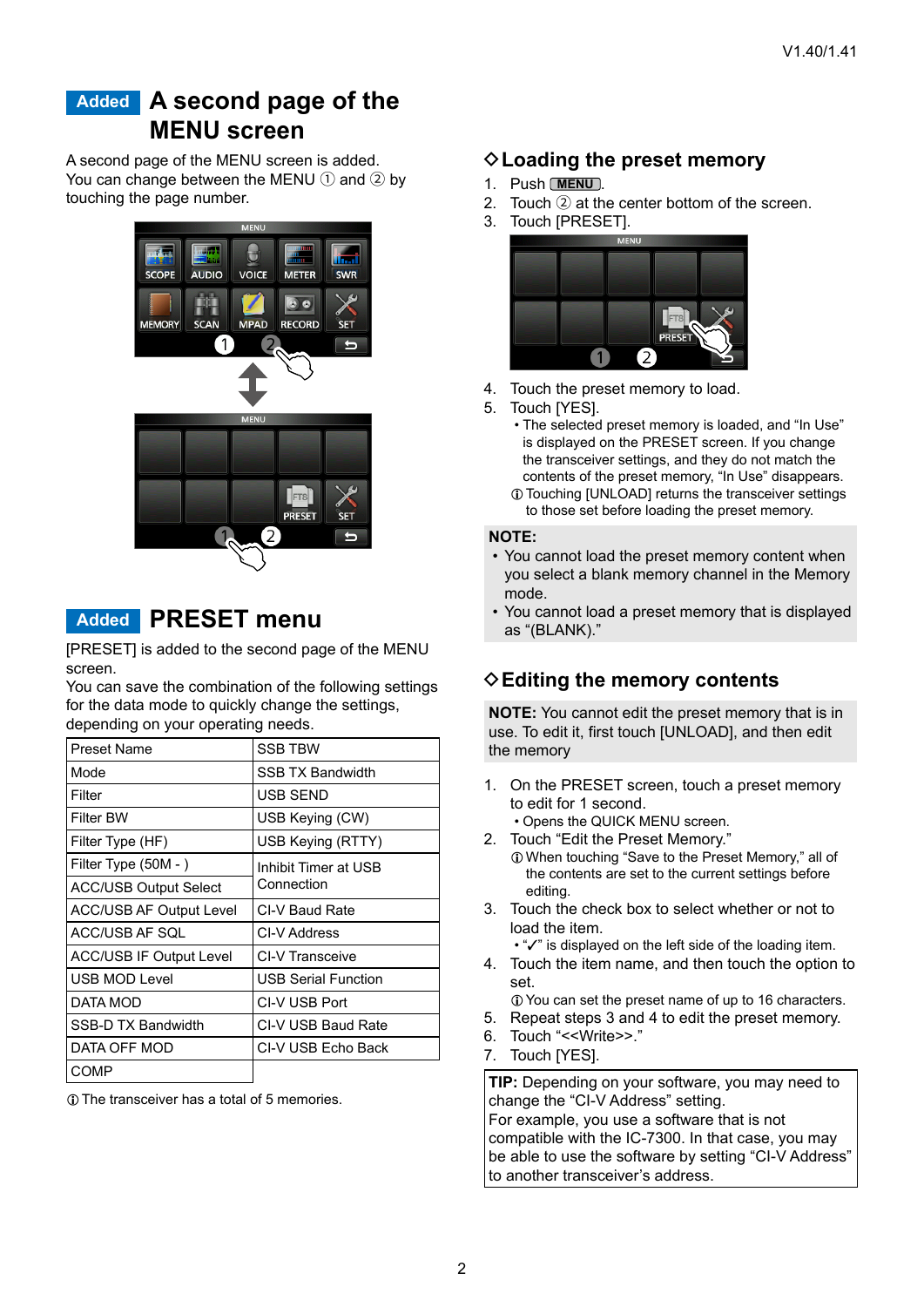V1.40/1.41

## Added A second page of the MENU screen

A second page of the MENU screen is added.
You can change between the MENU ① and ② by touching the page number.

## Added PRESET menu

[PRESET] is added to the second page of the MENU screen.
You can save the combination of the following settings for the data mode to quickly change the settings, depending on your operating needs.

| | |
|---|---|
| Preset Name | SSB TBW |
| Mode | SSB TX Bandwidth |
| Filter | USB SEND |
| Filter BW | USB Keying (CW) |
| Filter Type (HF) | USB Keying (RTTY) |
| Filter Type (50M - ) | Inhibit Timer at USB Connection |
| ACC/USB Output Select | |
| ACC/USB AF Output Level | CI-V Baud Rate |
| ACC/USB AF SQL | CI-V Address |
| ACC/USB IF Output Level | CI-V Transceive |
| USB MOD Level | USB Serial Function |
| DATA MOD | CI-V USB Port |
| SSB-D TX Bandwidth | CI-V USB Baud Rate |
| DATA OFF MOD | CI-V USB Echo Back |
| COMP | |

ⓘ The transceiver has a total of 5 memories.

### ◇Loading the preset memory

1. Push MENU.
2. Touch ② at the center bottom of the screen.
3. Touch [PRESET].
4. Touch the preset memory to load.
5. Touch [YES].
   • The selected preset memory is loaded, and "In Use" is displayed on the PRESET screen. If you change the transceiver settings, and they do not match the contents of the preset memory, "In Use" disappears.
   ⓘ Touching [UNLOAD] returns the transceiver settings to those set before loading the preset memory.

**NOTE:**
- You cannot load the preset memory content when you select a blank memory channel in the Memory mode.
- You cannot load a preset memory that is displayed as "(BLANK)."

### ◇Editing the memory contents

**NOTE:** You cannot edit the preset memory that is in use. To edit it, first touch [UNLOAD], and then edit the memory

1. On the PRESET screen, touch a preset memory to edit for 1 second.
   • Opens the QUICK MENU screen.
2. Touch "Edit the Preset Memory."
   ⓘ When touching "Save to the Preset Memory," all of the contents are set to the current settings before editing.
3. Touch the check box to select whether or not to load the item.
   • "✓" is displayed on the left side of the loading item.
4. Touch the item name, and then touch the option to set.
   ⓘ You can set the preset name of up to 16 characters.
5. Repeat steps 3 and 4 to edit the preset memory.
6. Touch "<<Write>>."
7. Touch [YES].

**TIP:** Depending on your software, you may need to change the "CI-V Address" setting.
For example, you use a software that is not compatible with the IC-7300. In that case, you may be able to use the software by setting "CI-V Address" to another transceiver's address.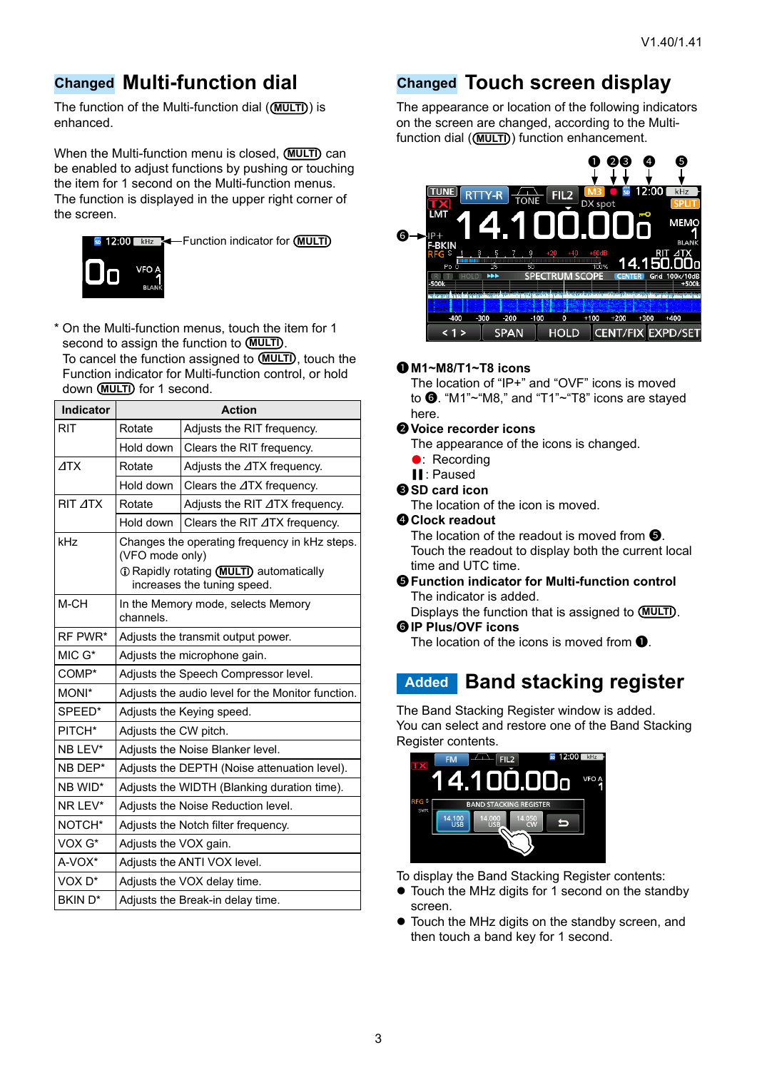V1.40/1.41

## Changed Multi-function dial

The function of the Multi-function dial (MULTI) is enhanced.

When the Multi-function menu is closed, MULTI can be enabled to adjust functions by pushing or touching the item for 1 second on the Multi-function menus. The function is displayed in the upper right corner of the screen.

Function indicator for MULTI

* On the Multi-function menus, touch the item for 1 second to assign the function to MULTI.
  To cancel the function assigned to MULTI, touch the Function indicator for Multi-function control, or hold down MULTI for 1 second.

| Indicator | Action | |
|---|---|---|
| RIT | Rotate | Adjusts the RIT frequency. |
| | Hold down | Clears the RIT frequency. |
| ⊿TX | Rotate | Adjusts the ⊿TX frequency. |
| | Hold down | Clears the ⊿TX frequency. |
| RIT ⊿TX | Rotate | Adjusts the RIT ⊿TX frequency. |
| | Hold down | Clears the RIT ⊿TX frequency. |
| kHz | Changes the operating frequency in kHz steps. (VFO mode only) ⓘ Rapidly rotating MULTI automatically increases the tuning speed. | |
| M-CH | In the Memory mode, selects Memory channels. | |
| RF PWR* | Adjusts the transmit output power. | |
| MIC G* | Adjusts the microphone gain. | |
| COMP* | Adjusts the Speech Compressor level. | |
| MONI* | Adjusts the audio level for the Monitor function. | |
| SPEED* | Adjusts the Keying speed. | |
| PITCH* | Adjusts the CW pitch. | |
| NB LEV* | Adjusts the Noise Blanker level. | |
| NB DEP* | Adjusts the DEPTH (Noise attenuation level). | |
| NB WID* | Adjusts the WIDTH (Blanking duration time). | |
| NR LEV* | Adjusts the Noise Reduction level. | |
| NOTCH* | Adjusts the Notch filter frequency. | |
| VOX G* | Adjusts the VOX gain. | |
| A-VOX* | Adjusts the ANTI VOX level. | |
| VOX D* | Adjusts the VOX delay time. | |
| BKIN D* | Adjusts the Break-in delay time. | |

## Changed Touch screen display

The appearance or location of the following indicators on the screen are changed, according to the Multi-function dial (MULTI) function enhancement.

**❶ M1~M8/T1~T8 icons**
The location of "IP+" and "OVF" icons is moved to ❻. "M1"~"M8," and "T1"~"T8" icons are stayed here.

**❷ Voice recorder icons**
The appearance of the icons is changed.
●: Recording
❚❚: Paused

**❸ SD card icon**
The location of the icon is moved.

**❹ Clock readout**
The location of the readout is moved from ❺.
Touch the readout to display both the current local time and UTC time.

**❺ Function indicator for Multi-function control**
The indicator is added.
Displays the function that is assigned to MULTI.

**❻ IP Plus/OVF icons**
The location of the icons is moved from ❶.

## Added Band stacking register

The Band Stacking Register window is added.
You can select and restore one of the Band Stacking Register contents.

To display the Band Stacking Register contents:

- Touch the MHz digits for 1 second on the standby screen.
- Touch the MHz digits on the standby screen, and then touch a band key for 1 second.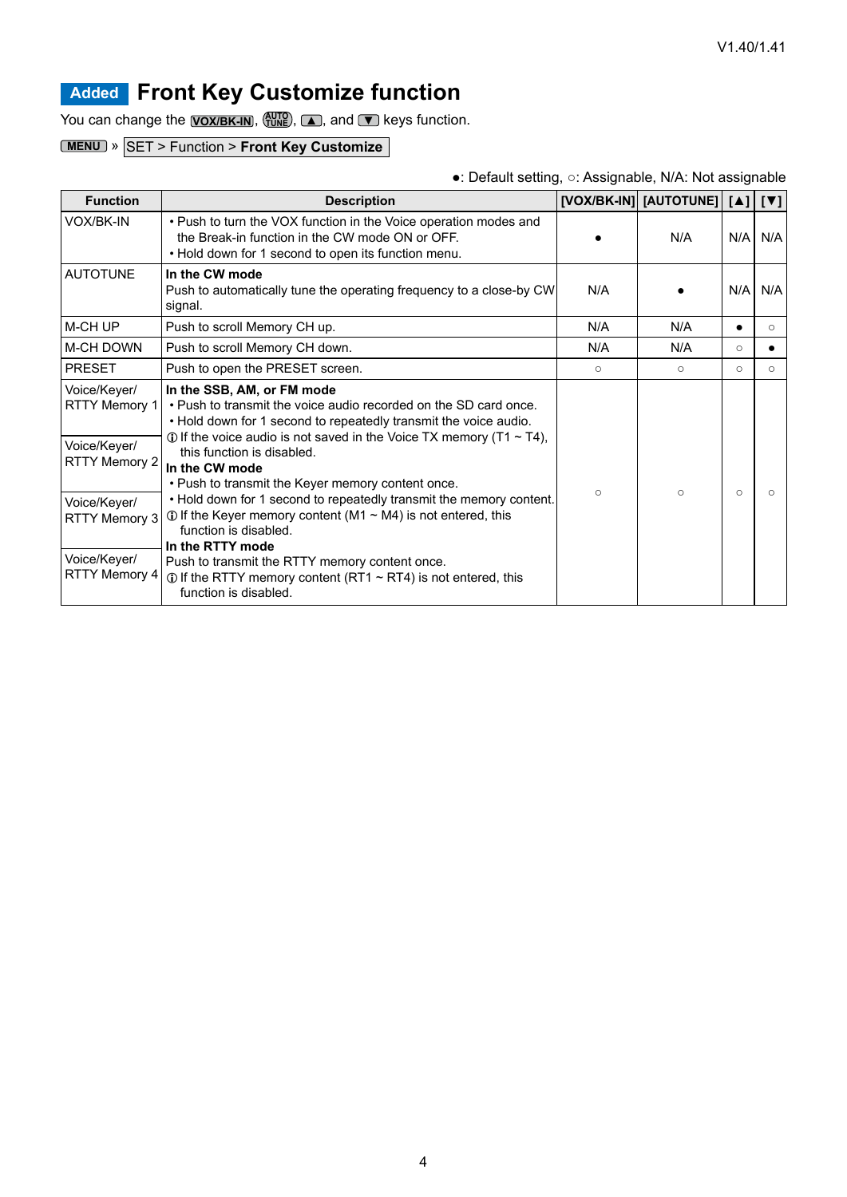V1.40/1.41

# Added Front Key Customize function

You can change the [VOX/BK-IN], [AUTO TUNE], [▲], and [▼] keys function.

[MENU] » SET > Function > **Front Key Customize**

●: Default setting, ○: Assignable, N/A: Not assignable

| Function | Description | [VOX/BK-IN] | [AUTOTUNE] | [▲] | [▼] |
|---|---|---|---|---|---|
| VOX/BK-IN | • Push to turn the VOX function in the Voice operation modes and the Break-in function in the CW mode ON or OFF.<br>• Hold down for 1 second to open its function menu. | ● | N/A | N/A | N/A |
| AUTOTUNE | **In the CW mode**<br>Push to automatically tune the operating frequency to a close-by CW signal. | N/A | ● | N/A | N/A |
| M-CH UP | Push to scroll Memory CH up. | N/A | N/A | ● | ○ |
| M-CH DOWN | Push to scroll Memory CH down. | N/A | N/A | ○ | ● |
| PRESET | Push to open the PRESET screen. | ○ | ○ | ○ | ○ |
| Voice/Keyer/ RTTY Memory 1<br>Voice/Keyer/ RTTY Memory 2<br>Voice/Keyer/ RTTY Memory 3<br>Voice/Keyer/ RTTY Memory 4 | **In the SSB, AM, or FM mode**<br>• Push to transmit the voice audio recorded on the SD card once.<br>• Hold down for 1 second to repeatedly transmit the voice audio.<br>ⓘ If the voice audio is not saved in the Voice TX memory (T1 ~ T4), this function is disabled.<br>**In the CW mode**<br>• Push to transmit the Keyer memory content once.<br>• Hold down for 1 second to repeatedly transmit the memory content.<br>ⓘ If the Keyer memory content (M1 ~ M4) is not entered, this function is disabled.<br>**In the RTTY mode**<br>Push to transmit the RTTY memory content once.<br>ⓘ If the RTTY memory content (RT1 ~ RT4) is not entered, this function is disabled. | ○ | ○ | ○ | ○ |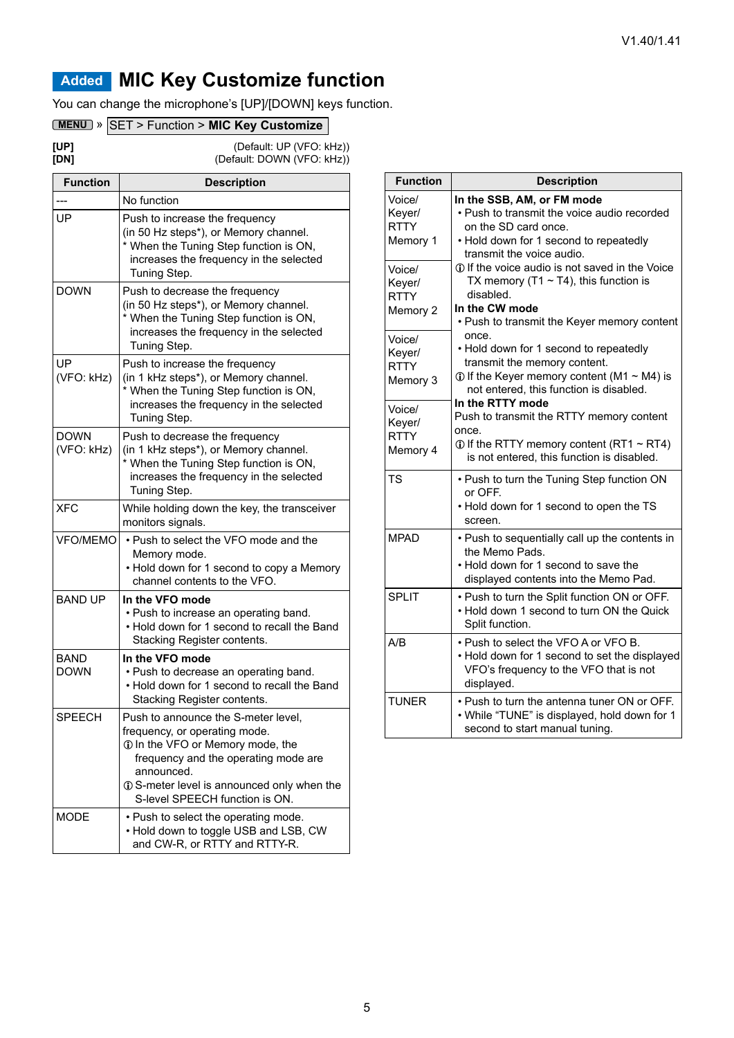# Added MIC Key Customize function

You can change the microphone's [UP]/[DOWN] keys function.

MENU » SET > Function > **MIC Key Customize**

**[UP]** (Default: UP (VFO: kHz))
**[DN]** (Default: DOWN (VFO: kHz))

| Function | Description |
|---|---|
| --- | No function |
| UP | Push to increase the frequency (in 50 Hz steps*), or Memory channel.<br>* When the Tuning Step function is ON, increases the frequency in the selected Tuning Step. |
| DOWN | Push to decrease the frequency (in 50 Hz steps*), or Memory channel.<br>* When the Tuning Step function is ON, increases the frequency in the selected Tuning Step. |
| UP (VFO: kHz) | Push to increase the frequency (in 1 kHz steps*), or Memory channel.<br>* When the Tuning Step function is ON, increases the frequency in the selected Tuning Step. |
| DOWN (VFO: kHz) | Push to decrease the frequency (in 1 kHz steps*), or Memory channel.<br>* When the Tuning Step function is ON, increases the frequency in the selected Tuning Step. |
| XFC | While holding down the key, the transceiver monitors signals. |
| VFO/MEMO | • Push to select the VFO mode and the Memory mode.<br>• Hold down for 1 second to copy a Memory channel contents to the VFO. |
| BAND UP | **In the VFO mode**<br>• Push to increase an operating band.<br>• Hold down for 1 second to recall the Band Stacking Register contents. |
| BAND DOWN | **In the VFO mode**<br>• Push to decrease an operating band.<br>• Hold down for 1 second to recall the Band Stacking Register contents. |
| SPEECH | Push to announce the S-meter level, frequency, or operating mode.<br>ⓘ In the VFO or Memory mode, the frequency and the operating mode are announced.<br>ⓘ S-meter level is announced only when the S-level SPEECH function is ON. |
| MODE | • Push to select the operating mode.<br>• Hold down to toggle USB and LSB, CW and CW-R, or RTTY and RTTY-R. |

| Function | Description |
|---|---|
| Voice/ Keyer/ RTTY Memory 1<br>Voice/ Keyer/ RTTY Memory 2<br>Voice/ Keyer/ RTTY Memory 3<br>Voice/ Keyer/ RTTY Memory 4 | **In the SSB, AM, or FM mode**<br>• Push to transmit the voice audio recorded on the SD card once.<br>• Hold down for 1 second to repeatedly transmit the voice audio.<br>ⓘ If the voice audio is not saved in the Voice TX memory (T1 ~ T4), this function is disabled.<br>**In the CW mode**<br>• Push to transmit the Keyer memory content once.<br>• Hold down for 1 second to repeatedly transmit the memory content.<br>ⓘ If the Keyer memory content (M1 ~ M4) is not entered, this function is disabled.<br>**In the RTTY mode**<br>Push to transmit the RTTY memory content once.<br>ⓘ If the RTTY memory content (RT1 ~ RT4) is not entered, this function is disabled. |
| TS | • Push to turn the Tuning Step function ON or OFF.<br>• Hold down for 1 second to open the TS screen. |
| MPAD | • Push to sequentially call up the contents in the Memo Pads.<br>• Hold down for 1 second to save the displayed contents into the Memo Pad. |
| SPLIT | • Push to turn the Split function ON or OFF.<br>• Hold down 1 second to turn ON the Quick Split function. |
| A/B | • Push to select the VFO A or VFO B.<br>• Hold down for 1 second to set the displayed VFO's frequency to the VFO that is not displayed. |
| TUNER | • Push to turn the antenna tuner ON or OFF.<br>• While "TUNE" is displayed, hold down for 1 second to start manual tuning. |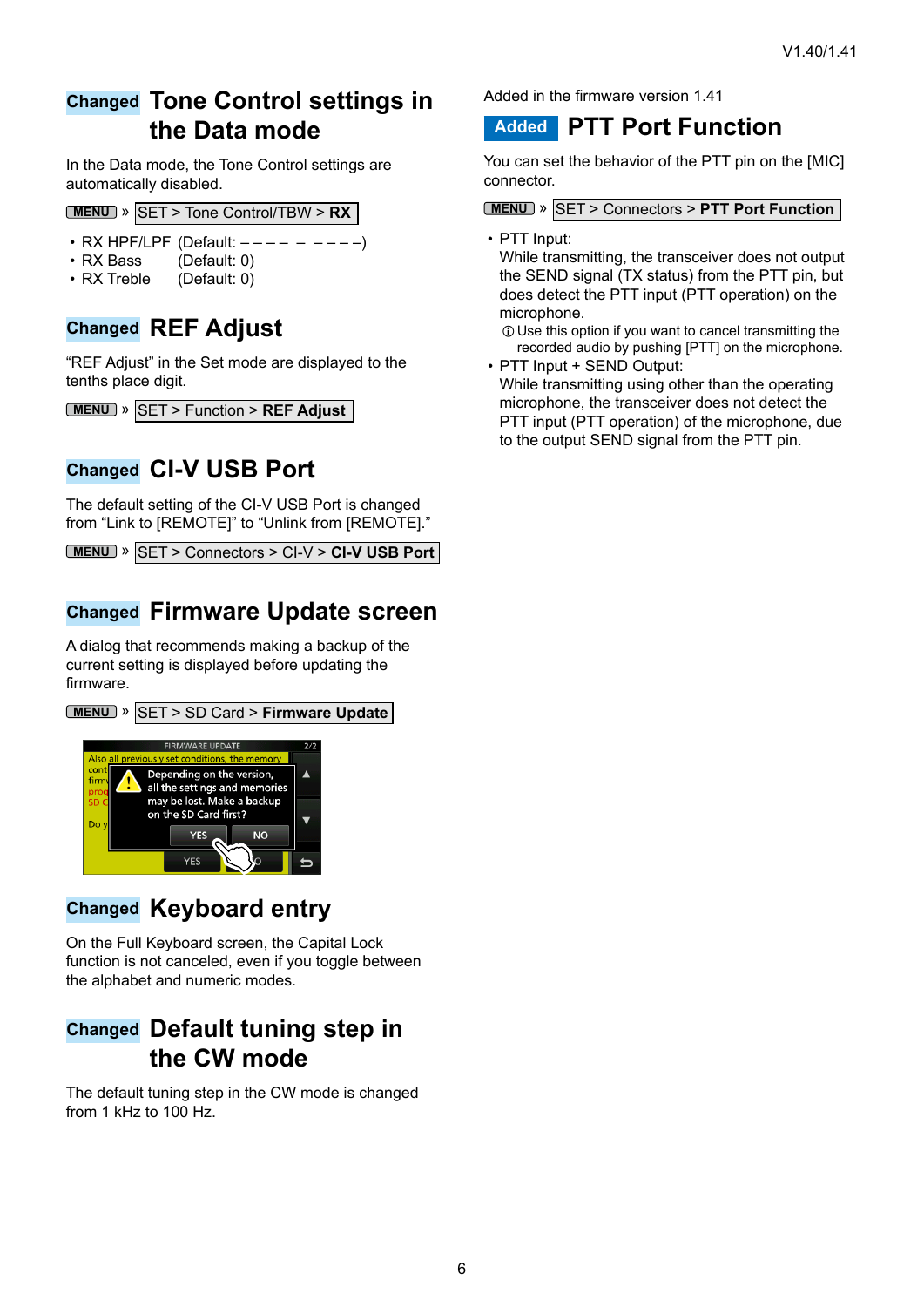## Changed Tone Control settings in the Data mode

In the Data mode, the Tone Control settings are automatically disabled.

MENU » SET > Tone Control/TBW > **RX**

- RX HPF/LPF (Default: – – – – – – – – –)
- RX Bass (Default: 0)
- RX Treble (Default: 0)

## Changed REF Adjust

"REF Adjust" in the Set mode are displayed to the tenths place digit.

MENU » SET > Function > **REF Adjust**

## Changed CI-V USB Port

The default setting of the CI-V USB Port is changed from "Link to [REMOTE]" to "Unlink from [REMOTE]."

MENU » SET > Connectors > CI-V > **CI-V USB Port**

## Changed Firmware Update screen

A dialog that recommends making a backup of the current setting is displayed before updating the firmware.

MENU » SET > SD Card > **Firmware Update**

## Changed Keyboard entry

On the Full Keyboard screen, the Capital Lock function is not canceled, even if you toggle between the alphabet and numeric modes.

## Changed Default tuning step in the CW mode

The default tuning step in the CW mode is changed from 1 kHz to 100 Hz.

Added in the firmware version 1.41

## Added PTT Port Function

You can set the behavior of the PTT pin on the [MIC] connector.

MENU » SET > Connectors > **PTT Port Function**

- PTT Input:
  While transmitting, the transceiver does not output the SEND signal (TX status) from the PTT pin, but does detect the PTT input (PTT operation) on the microphone.
  ⓘ Use this option if you want to cancel transmitting the recorded audio by pushing [PTT] on the microphone.
- PTT Input + SEND Output:
  While transmitting using other than the operating microphone, the transceiver does not detect the PTT input (PTT operation) of the microphone, due to the output SEND signal from the PTT pin.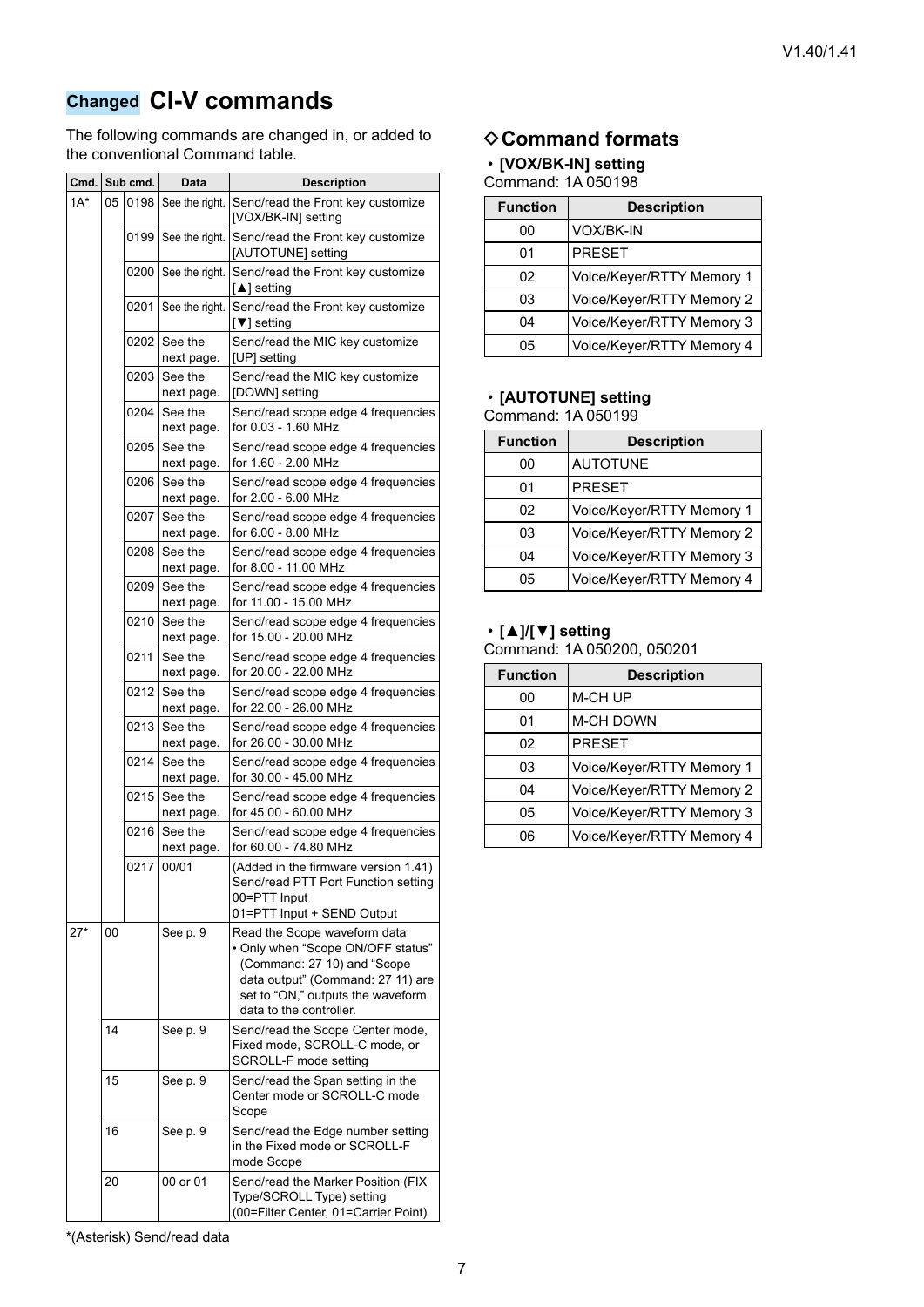## Changed CI-V commands

The following commands are changed in, or added to the conventional Command table.

| Cmd. | Sub cmd. | | Data | Description |
|---|---|---|---|---|
| 1A* | 05 | 0198 | See the right. | Send/read the Front key customize [VOX/BK-IN] setting |
| | | 0199 | See the right. | Send/read the Front key customize [AUTOTUNE] setting |
| | | 0200 | See the right. | Send/read the Front key customize [▲] setting |
| | | 0201 | See the right. | Send/read the Front key customize [▼] setting |
| | | 0202 | See the next page. | Send/read the MIC key customize [UP] setting |
| | | 0203 | See the next page. | Send/read the MIC key customize [DOWN] setting |
| | | 0204 | See the next page. | Send/read scope edge 4 frequencies for 0.03 - 1.60 MHz |
| | | 0205 | See the next page. | Send/read scope edge 4 frequencies for 1.60 - 2.00 MHz |
| | | 0206 | See the next page. | Send/read scope edge 4 frequencies for 2.00 - 6.00 MHz |
| | | 0207 | See the next page. | Send/read scope edge 4 frequencies for 6.00 - 8.00 MHz |
| | | 0208 | See the next page. | Send/read scope edge 4 frequencies for 8.00 - 11.00 MHz |
| | | 0209 | See the next page. | Send/read scope edge 4 frequencies for 11.00 - 15.00 MHz |
| | | 0210 | See the next page. | Send/read scope edge 4 frequencies for 15.00 - 20.00 MHz |
| | | 0211 | See the next page. | Send/read scope edge 4 frequencies for 20.00 - 22.00 MHz |
| | | 0212 | See the next page. | Send/read scope edge 4 frequencies for 22.00 - 26.00 MHz |
| | | 0213 | See the next page. | Send/read scope edge 4 frequencies for 26.00 - 30.00 MHz |
| | | 0214 | See the next page. | Send/read scope edge 4 frequencies for 30.00 - 45.00 MHz |
| | | 0215 | See the next page. | Send/read scope edge 4 frequencies for 45.00 - 60.00 MHz |
| | | 0216 | See the next page. | Send/read scope edge 4 frequencies for 60.00 - 74.80 MHz |
| | | 0217 | 00/01 | (Added in the firmware version 1.41) Send/read PTT Port Function setting 00=PTT Input 01=PTT Input + SEND Output |
| 27* | 00 | | See p. 9 | Read the Scope waveform data • Only when "Scope ON/OFF status" (Command: 27 10) and "Scope data output" (Command: 27 11) are set to "ON," outputs the waveform data to the controller. |
| | 14 | | See p. 9 | Send/read the Scope Center mode, Fixed mode, SCROLL-C mode, or SCROLL-F mode setting |
| | 15 | | See p. 9 | Send/read the Span setting in the Center mode or SCROLL-C mode Scope |
| | 16 | | See p. 9 | Send/read the Edge number setting in the Fixed mode or SCROLL-F mode Scope |
| | 20 | | 00 or 01 | Send/read the Marker Position (FIX Type/SCROLL Type) setting (00=Filter Center, 01=Carrier Point) |

*(Asterisk) Send/read data

### ◇Command formats

**• [VOX/BK-IN] setting**

Command: 1A 050198

| Function | Description |
|---|---|
| 00 | VOX/BK-IN |
| 01 | PRESET |
| 02 | Voice/Keyer/RTTY Memory 1 |
| 03 | Voice/Keyer/RTTY Memory 2 |
| 04 | Voice/Keyer/RTTY Memory 3 |
| 05 | Voice/Keyer/RTTY Memory 4 |

**• [AUTOTUNE] setting**

Command: 1A 050199

| Function | Description |
|---|---|
| 00 | AUTOTUNE |
| 01 | PRESET |
| 02 | Voice/Keyer/RTTY Memory 1 |
| 03 | Voice/Keyer/RTTY Memory 2 |
| 04 | Voice/Keyer/RTTY Memory 3 |
| 05 | Voice/Keyer/RTTY Memory 4 |

**• [▲]/[▼] setting**

Command: 1A 050200, 050201

| Function | Description |
|---|---|
| 00 | M-CH UP |
| 01 | M-CH DOWN |
| 02 | PRESET |
| 03 | Voice/Keyer/RTTY Memory 1 |
| 04 | Voice/Keyer/RTTY Memory 2 |
| 05 | Voice/Keyer/RTTY Memory 3 |
| 06 | Voice/Keyer/RTTY Memory 4 |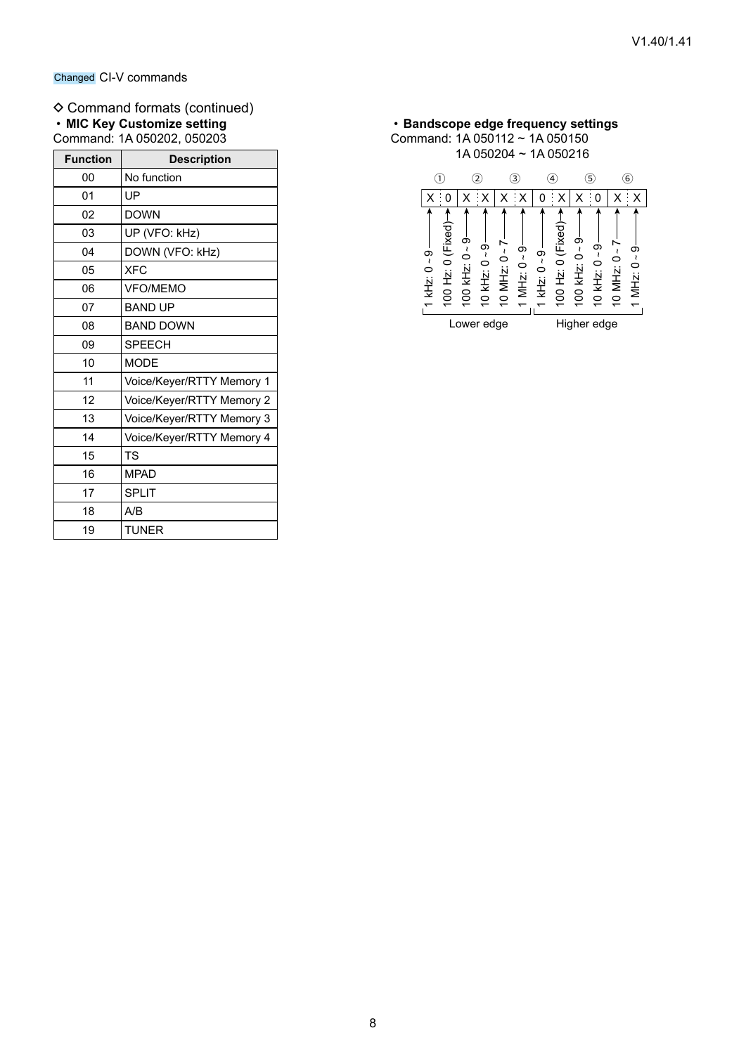Changed CI-V commands

◇ Command formats (continued)

**・MIC Key Customize setting**

Command: 1A 050202, 050203

| Function | Description |
|---|---|
| 00 | No function |
| 01 | UP |
| 02 | DOWN |
| 03 | UP (VFO: kHz) |
| 04 | DOWN (VFO: kHz) |
| 05 | XFC |
| 06 | VFO/MEMO |
| 07 | BAND UP |
| 08 | BAND DOWN |
| 09 | SPEECH |
| 10 | MODE |
| 11 | Voice/Keyer/RTTY Memory 1 |
| 12 | Voice/Keyer/RTTY Memory 2 |
| 13 | Voice/Keyer/RTTY Memory 3 |
| 14 | Voice/Keyer/RTTY Memory 4 |
| 15 | TS |
| 16 | MPAD |
| 17 | SPLIT |
| 18 | A/B |
| 19 | TUNER |

**・Bandscope edge frequency settings**

Command: 1A 050112 ~ 1A 050150

1A 050204 ~ 1A 050216

| | ① | | ② | | ③ | | ④ | | ⑤ | | ⑥ | |
|---|---|---|---|---|---|---|---|---|---|---|---|---|
| | X | 0 | X | X | X | X | 0 | X | X | 0 | X | X |
| | 1 kHz: 0 ~ 9 | 100 Hz: 0 (Fixed) | 100 kHz: 0 ~ 9 | 10 kHz: 0 ~ 9 | 10 MHz: 0 ~ 7 | 1 MHz: 0 ~ 9 | 1 kHz: 0 ~ 9 | 100 Hz: 0 (Fixed) | 100 kHz: 0 ~ 9 | 10 kHz: 0 ~ 9 | 10 MHz: 0 ~ 7 | 1 MHz: 0 ~ 9 |
| | Lower edge | | | | | | Higher edge | | | | | |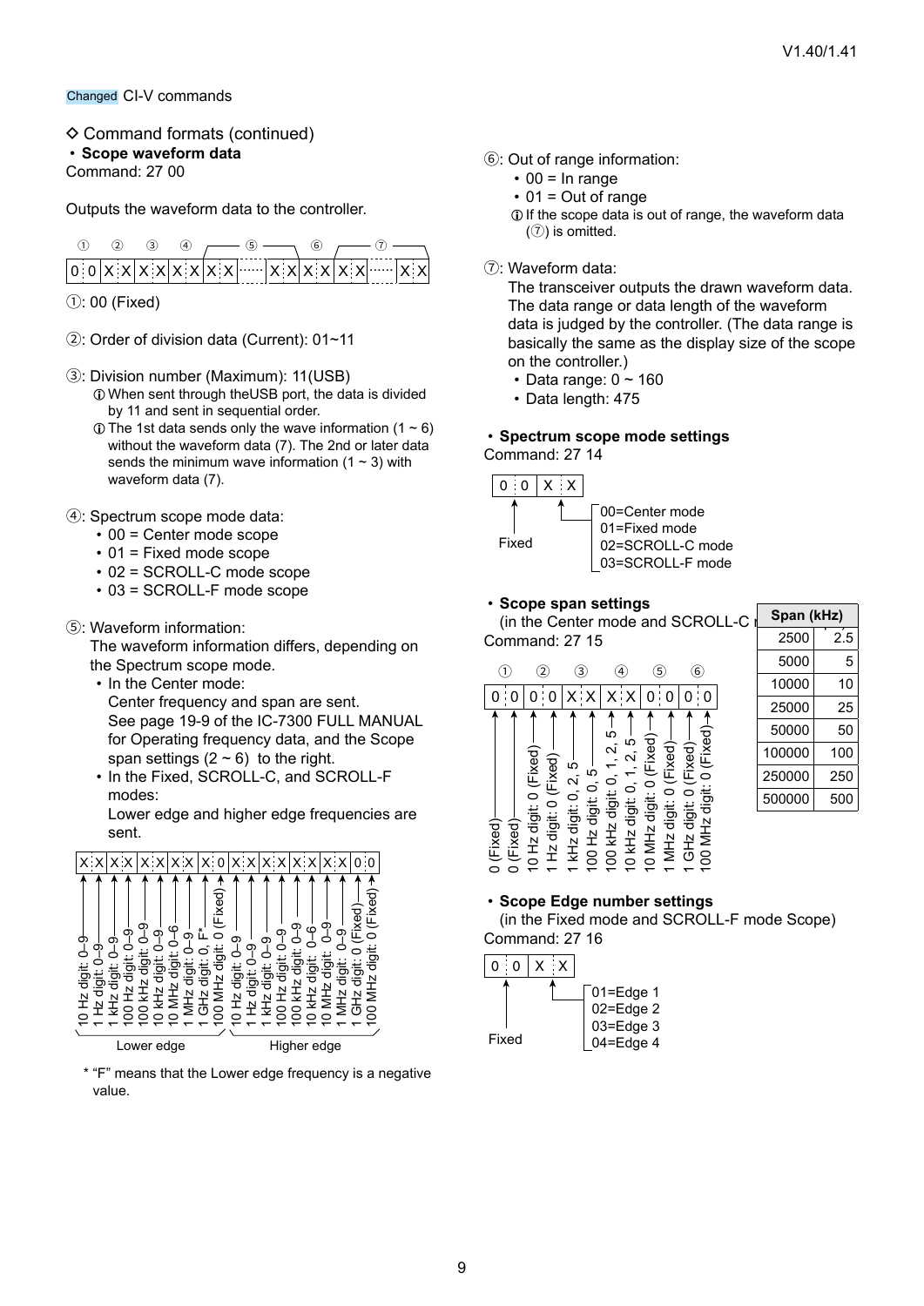Changed CI-V commands

◇ Command formats (continued)

**・Scope waveform data**

Command: 27 00

Outputs the waveform data to the controller.

| ① | ② | ③ | ④ | ⑤ | ⑥ | ⑦ |
|---|---|---|---|---|---|---|
| 0 0 | X X | X X | X X | X X ······ X X | X X | X X ······ X X |

①: 00 (Fixed)

②: Order of division data (Current): 01~11

③: Division number (Maximum): 11(USB)

- ⓘ When sent through theUSB port, the data is divided by 11 and sent in sequential order.
- ⓘ The 1st data sends only the wave information (1 ~ 6) without the waveform data (7). The 2nd or later data sends the minimum wave information (1 ~ 3) with waveform data (7).

④: Spectrum scope mode data:

- 00 = Center mode scope
- 01 = Fixed mode scope
- 02 = SCROLL-C mode scope
- 03 = SCROLL-F mode scope

⑤: Waveform information:

The waveform information differs, depending on the Spectrum scope mode.

- In the Center mode:
  Center frequency and span are sent.
  See page 19-9 of the IC-7300 FULL MANUAL for Operating frequency data, and the Scope span settings (2 ~ 6) to the right.
- In the Fixed, SCROLL-C, and SCROLL-F modes:
  Lower edge and higher edge frequencies are sent.

Lower edge: X X | X X | X X | X X | X 0

- 10 Hz digit: 0–9
- 1 Hz digit: 0–9
- 1 kHz digit: 0–9
- 100 Hz digit: 0–9
- 100 kHz digit: 0–9
- 10 kHz digit: 0–9
- 10 MHz digit: 0–6
- 1 MHz digit: 0–9
- 1 GHz digit: 0, F*
- 100 MHz digit: 0 (Fixed)

Higher edge: X X | X X | X X | X X | 0 0

- 10 Hz digit: 0–9
- 1 Hz digit: 0–9
- 1 kHz digit: 0–9
- 100 Hz digit: 0–9
- 100 kHz digit: 0–9
- 10 kHz digit: 0–6
- 10 MHz digit: 0–9
- 1 MHz digit: 0–9
- 1 GHz digit: 0 (Fixed)
- 100 MHz digit: 0 (Fixed)

* "F" means that the Lower edge frequency is a negative value.

⑥: Out of range information:

- 00 = In range
- 01 = Out of range
- ⓘ If the scope data is out of range, the waveform data (⑦) is omitted.

⑦: Waveform data:

The transceiver outputs the drawn waveform data. The data range or data length of the waveform data is judged by the controller. (The data range is basically the same as the display size of the scope on the controller.)

- Data range: 0 ~ 160
- Data length: 475

**・Spectrum scope mode settings**

Command: 27 14

0 0 | X X

- 0 0: Fixed
- X X:
  - 00=Center mode
  - 01=Fixed mode
  - 02=SCROLL-C mode
  - 03=SCROLL-F mode

**・Scope span settings**

(in the Center mode and SCROLL-C mode Scope)

Command: 27 15

| ① | ② | ③ | ④ | ⑤ | ⑥ |
|---|---|---|---|---|---|
| 0 0 | 0 0 | X X | X X | 0 0 | 0 0 |

- 0 (Fixed)
- 0 (Fixed)
- 10 Hz digit: 0 (Fixed)
- 1 Hz digit: 0 (Fixed)
- 1 kHz digit: 0, 2, 5
- 100 Hz digit: 0, 5
- 100 kHz digit: 0, 1, 2, 5
- 10 kHz digit: 0, 1, 2, 5
- 10 MHz digit: 0 (Fixed)
- 1 MHz digit: 0 (Fixed)
- 1 GHz digit: 0 (Fixed)
- 100 MHz digit: 0 (Fixed)

| Span (kHz) | |
|---|---|
| 2500 | 2.5 |
| 5000 | 5 |
| 10000 | 10 |
| 25000 | 25 |
| 50000 | 50 |
| 100000 | 100 |
| 250000 | 250 |
| 500000 | 500 |

**・Scope Edge number settings**

(in the Fixed mode and SCROLL-F mode Scope)

Command: 27 16

0 0 | X X

- 0 0: Fixed
- X X:
  - 01=Edge 1
  - 02=Edge 2
  - 03=Edge 3
  - 04=Edge 4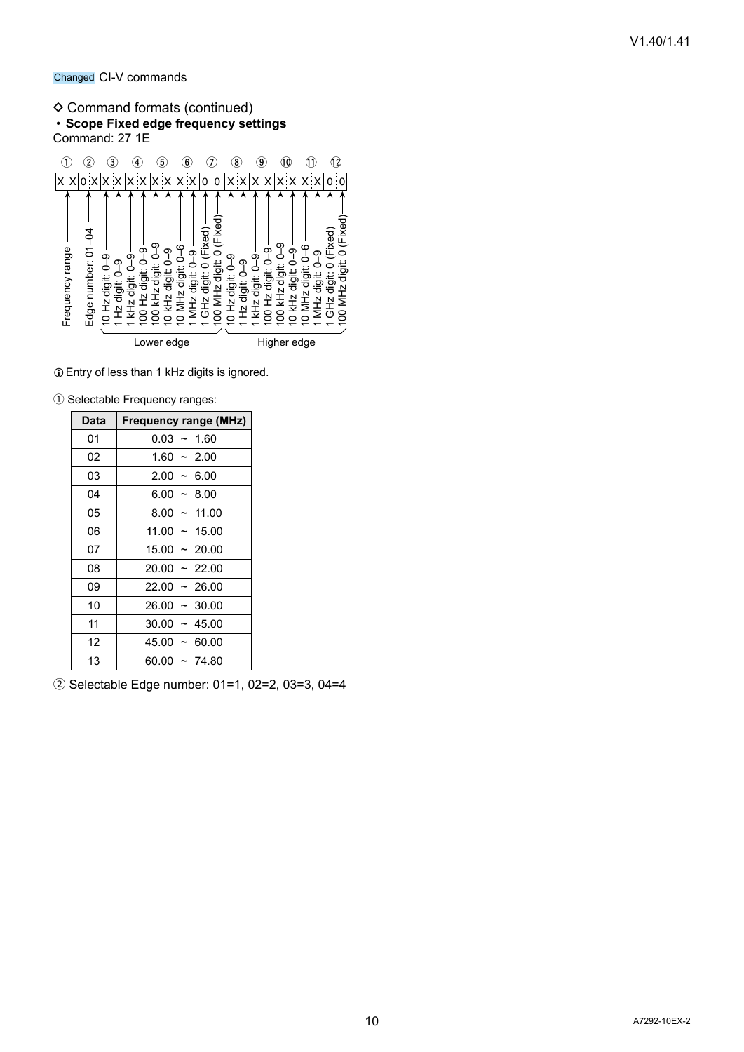Changed CI-V commands

◇ Command formats (continued)

・ **Scope Fixed edge frequency settings**

Command: 27 1E

| ① | ② | ③ | ④ | ⑤ | ⑥ | ⑦ | ⑧ | ⑨ | ⑩ | ⑪ | ⑫ |
|---|---|---|---|---|---|---|---|---|---|---|---|
| X X | 0 X | X X | X X | X X | X X | 0 0 | X X | X X | X X | X X | 0 0 |

- ①: Frequency range
- ②: Edge number: 01–04
- ③–⑦: Lower edge
  - ③: 10 Hz digit: 0–9 / 1 Hz digit: 0–9
  - ④: 1 kHz digit: 0–9 / 100 Hz digit: 0–9
  - ⑤: 100 kHz digit: 0–9 / 10 kHz digit: 0–9
  - ⑥: 10 MHz digit: 0–6 / 1 MHz digit: 0–9
  - ⑦: 1 GHz digit: 0 (Fixed) / 100 MHz digit: 0 (Fixed)
- ⑧–⑫: Higher edge
  - ⑧: 10 Hz digit: 0–9 / 1 Hz digit: 0–9
  - ⑨: 1 kHz digit: 0–9 / 100 Hz digit: 0–9
  - ⑩: 100 kHz digit: 0–9 / 10 kHz digit: 0–9
  - ⑪: 10 MHz digit: 0–6 / 1 MHz digit: 0–9
  - ⑫: 1 GHz digit: 0 (Fixed) / 100 MHz digit: 0 (Fixed)

ⓘ Entry of less than 1 kHz digits is ignored.

① Selectable Frequency ranges:

| Data | Frequency range (MHz) |
|---|---|
| 01 | 0.03 ~ 1.60 |
| 02 | 1.60 ~ 2.00 |
| 03 | 2.00 ~ 6.00 |
| 04 | 6.00 ~ 8.00 |
| 05 | 8.00 ~ 11.00 |
| 06 | 11.00 ~ 15.00 |
| 07 | 15.00 ~ 20.00 |
| 08 | 20.00 ~ 22.00 |
| 09 | 22.00 ~ 26.00 |
| 10 | 26.00 ~ 30.00 |
| 11 | 30.00 ~ 45.00 |
| 12 | 45.00 ~ 60.00 |
| 13 | 60.00 ~ 74.80 |

② Selectable Edge number: 01=1, 02=2, 03=3, 04=4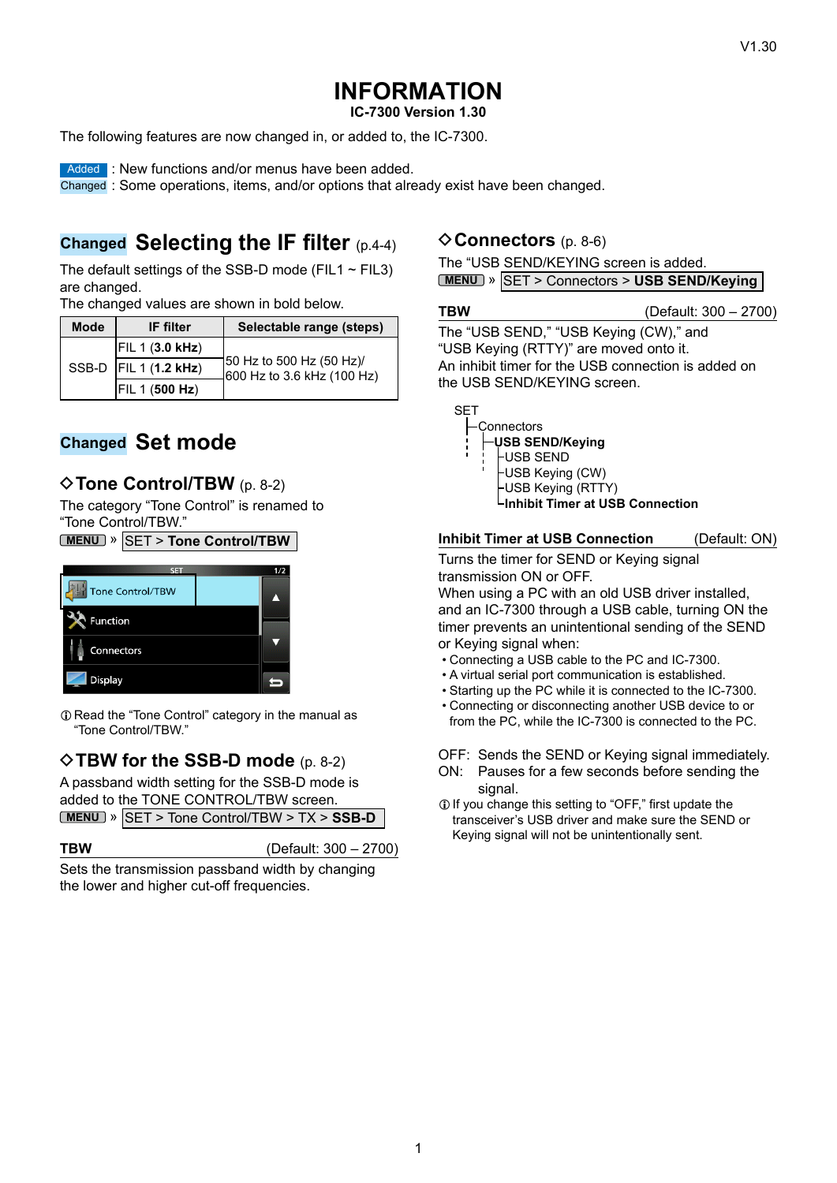V1.30

# INFORMATION

**IC-7300 Version 1.30**

The following features are now changed in, or added to, the IC-7300.

Added : New functions and/or menus have been added.
Changed : Some operations, items, and/or options that already exist have been changed.

## Changed Selecting the IF filter (p.4-4)

The default settings of the SSB-D mode (FIL1 ~ FIL3) are changed.
The changed values are shown in bold below.

| Mode | IF filter | Selectable range (steps) |
|---|---|---|
| SSB-D | FIL 1 (**3.0 kHz**) | 50 Hz to 500 Hz (50 Hz)/ 600 Hz to 3.6 kHz (100 Hz) |
| | FIL 1 (**1.2 kHz**) | |
| | FIL 1 (**500 Hz**) | |

## Changed Set mode

### ◇Tone Control/TBW (p. 8-2)

The category "Tone Control" is renamed to "Tone Control/TBW."

MENU » SET > **Tone Control/TBW**

SET 1/2
- Tone Control/TBW
- Function
- Connectors
- Display

ⓘ Read the "Tone Control" category in the manual as "Tone Control/TBW."

### ◇TBW for the SSB-D mode (p. 8-2)

A passband width setting for the SSB-D mode is added to the TONE CONTROL/TBW screen.

MENU » SET > Tone Control/TBW > TX > **SSB-D**

**TBW** (Default: 300 – 2700)

Sets the transmission passband width by changing the lower and higher cut-off frequencies.

### ◇Connectors (p. 8-6)

The "USB SEND/KEYING screen is added.

MENU » SET > Connectors > **USB SEND/Keying**

**TBW** (Default: 300 – 2700)

The "USB SEND," "USB Keying (CW)," and "USB Keying (RTTY)" are moved onto it.
An inhibit timer for the USB connection is added on the USB SEND/KEYING screen.

```
SET
├Connectors
│ ├USB SEND/Keying
│ │ ├USB SEND
│ │ ├USB Keying (CW)
│ │ ├USB Keying (RTTY)
│ │ └Inhibit Timer at USB Connection
```

**Inhibit Timer at USB Connection** (Default: ON)

Turns the timer for SEND or Keying signal transmission ON or OFF.
When using a PC with an old USB driver installed, and an IC-7300 through a USB cable, turning ON the timer prevents an unintentional sending of the SEND or Keying signal when:

- Connecting a USB cable to the PC and IC-7300.
- A virtual serial port communication is established.
- Starting up the PC while it is connected to the IC-7300.
- Connecting or disconnecting another USB device to or from the PC, while the IC-7300 is connected to the PC.

OFF: Sends the SEND or Keying signal immediately.
ON: Pauses for a few seconds before sending the signal.

ⓘ If you change this setting to "OFF," first update the transceiver's USB driver and make sure the SEND or Keying signal will not be unintentionally sent.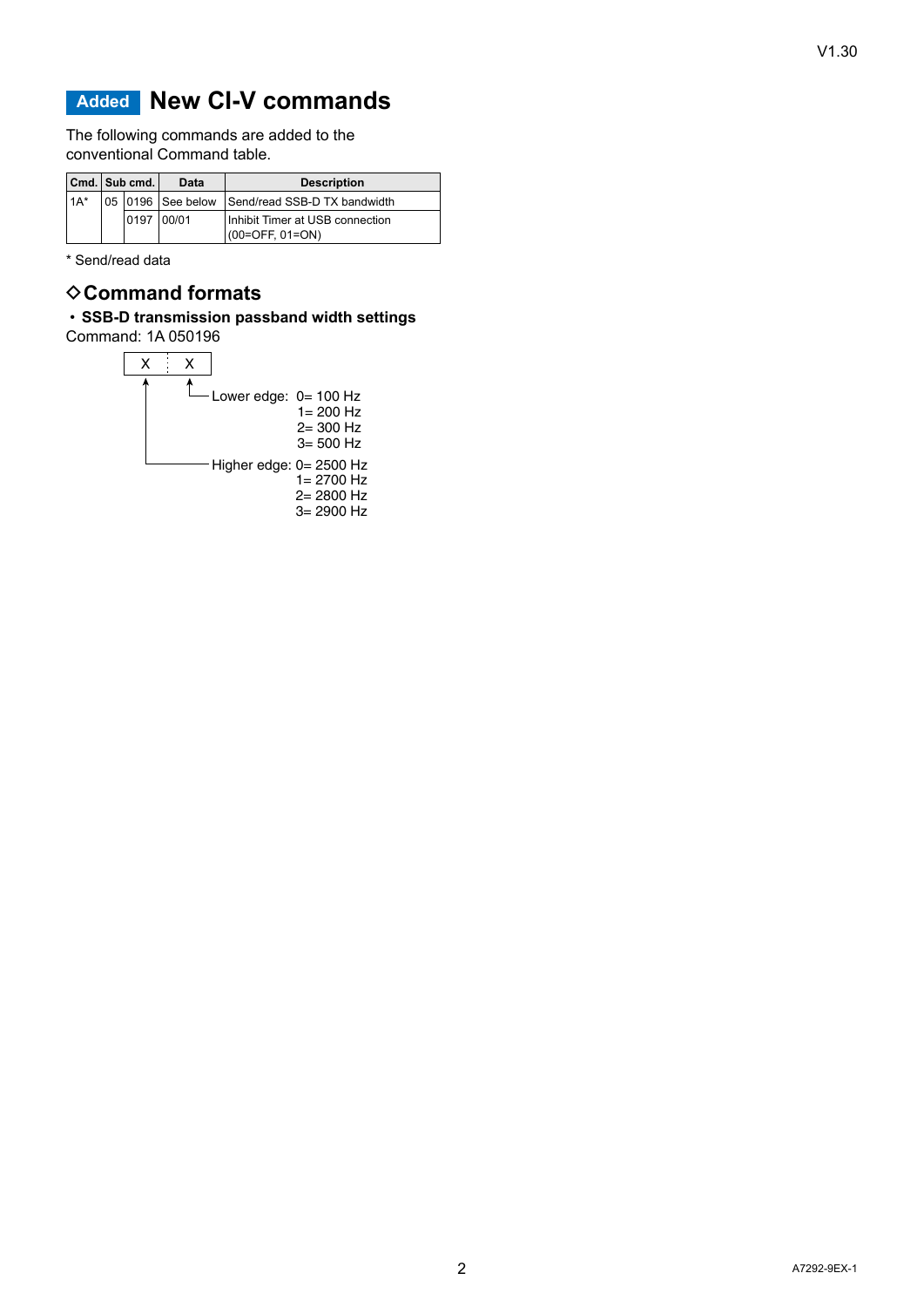# Added New CI-V commands

The following commands are added to the conventional Command table.

| Cmd. | Sub cmd. | | Data | Description |
|---|---|---|---|---|
| 1A* | 05 | 0196 | See below | Send/read SSB-D TX bandwidth |
| | | 0197 | 00/01 | Inhibit Timer at USB connection (00=OFF, 01=ON) |

* Send/read data

## ◇Command formats

• **SSB-D transmission passband width settings**

Command: 1A 050196

X X

Lower edge: 0= 100 Hz
1= 200 Hz
2= 300 Hz
3= 500 Hz

Higher edge: 0= 2500 Hz
1= 2700 Hz
2= 2800 Hz
3= 2900 Hz